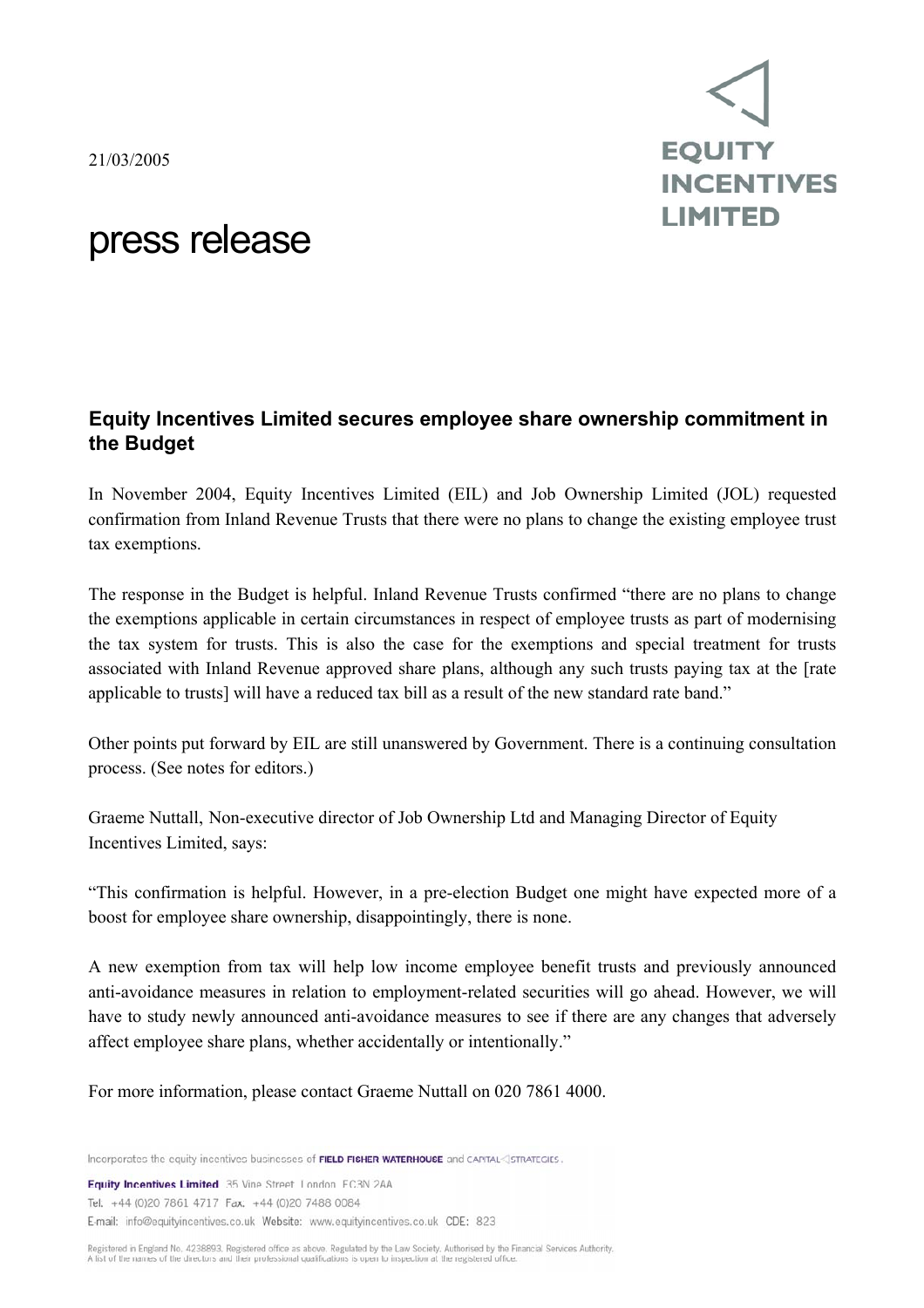21/03/2005

EQUITY INCENTIVES LIMITED

# press release

## Equity Incentives Limited secures employee share ownership commitment in the Budget

In November 2004, Equity Incentives Limited (EIL) and Job Ownership Limited (JOL) requested confirmation from Inland Revenue Trusts that there were no plans to change the existing employee trust tax exemptions.

The response in the Budget is helpful. Inland Revenue Trusts confirmed "there are no plans to change the exemptions applicable in certain circumstances in respect of employee trusts as part of modernising the tax system for trusts. This is also the case for the exemptions and special treatment for trusts associated with Inland Revenue approved share plans, although any such trusts paying tax at the [rate applicable to trusts] will have a reduced tax bill as a result of the new standard rate band."

Other points put forward by EIL are still unanswered by Government. There is a continuing consultation process. (See notes for editors.)

Graeme Nuttall, Non-executive director of Job Ownership Ltd and Managing Director of Equity Incentives Limited, says:

"This confirmation is helpful. However, in a pre-election Budget one might have expected more of a boost for employee share ownership, disappointingly, there is none.

A new exemption from tax will help low income employee benefit trusts and previously announced anti-avoidance measures in relation to employment-related securities will go ahead. However, we will have to study newly announced anti-avoidance measures to see if there are any changes that adversely affect employee share plans, whether accidentally or intentionally."

For more information, please contact Graeme Nuttall on 020 7861 4000.

Incorporates the equity incentives businesses of FIELD FISHER WATERHOUSE and CAPITAL STRATEGIES.

**Equity Incentives Limited** 35 Vine Street London EC3N 2AA
Tel. +44 (0)20 7861 4717 Fax. +44 (0)20 7488 0084
E-mail: info@equityincentives.co.uk Website: www.equityincentives.co.uk CDE: 823

Registered in England No. 4238893. Registered office as above. Regulated by the Law Society. Authorised by the Financial Services Authority. A list of the names of the directors and their professional qualifications is open to inspection at the registered office.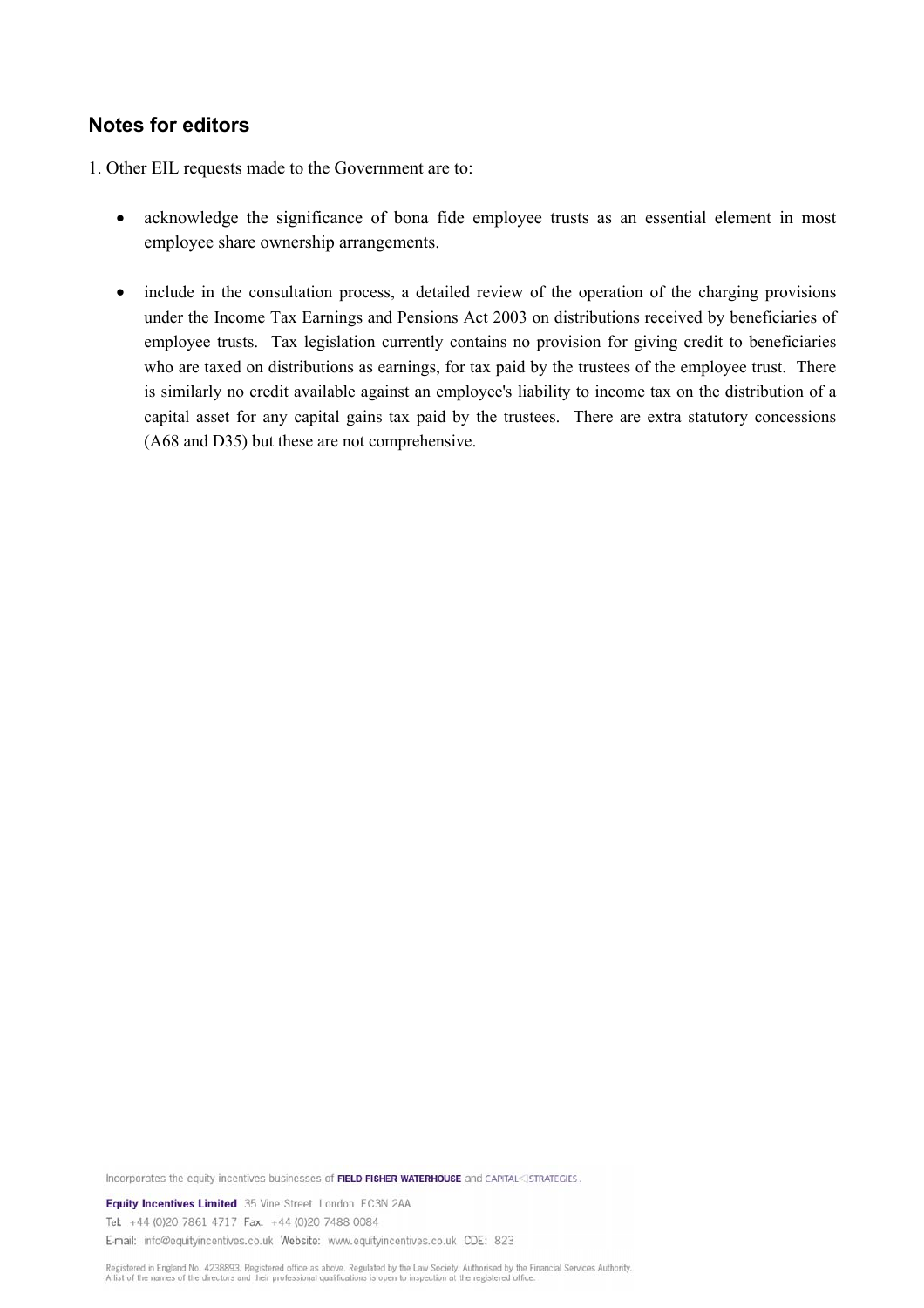## Notes for editors

1. Other EIL requests made to the Government are to:

- acknowledge the significance of bona fide employee trusts as an essential element in most employee share ownership arrangements.

- include in the consultation process, a detailed review of the operation of the charging provisions under the Income Tax Earnings and Pensions Act 2003 on distributions received by beneficiaries of employee trusts. Tax legislation currently contains no provision for giving credit to beneficiaries who are taxed on distributions as earnings, for tax paid by the trustees of the employee trust. There is similarly no credit available against an employee's liability to income tax on the distribution of a capital asset for any capital gains tax paid by the trustees. There are extra statutory concessions (A68 and D35) but these are not comprehensive.

Incorporates the equity incentives businesses of FIELD FISHER WATERHOUSE and CAPITAL STRATEGIES.

**Equity Incentives Limited** 35 Vine Street London EC3N 2AA
Tel. +44 (0)20 7861 4717 Fax. +44 (0)20 7488 0084
E-mail: info@equityincentives.co.uk Website: www.equityincentives.co.uk CDE: 823

Registered in England No. 4238893. Registered office as above. Regulated by the Law Society. Authorised by the Financial Services Authority.
A list of the names of the directors and their professional qualifications is open to inspection at the registered office.